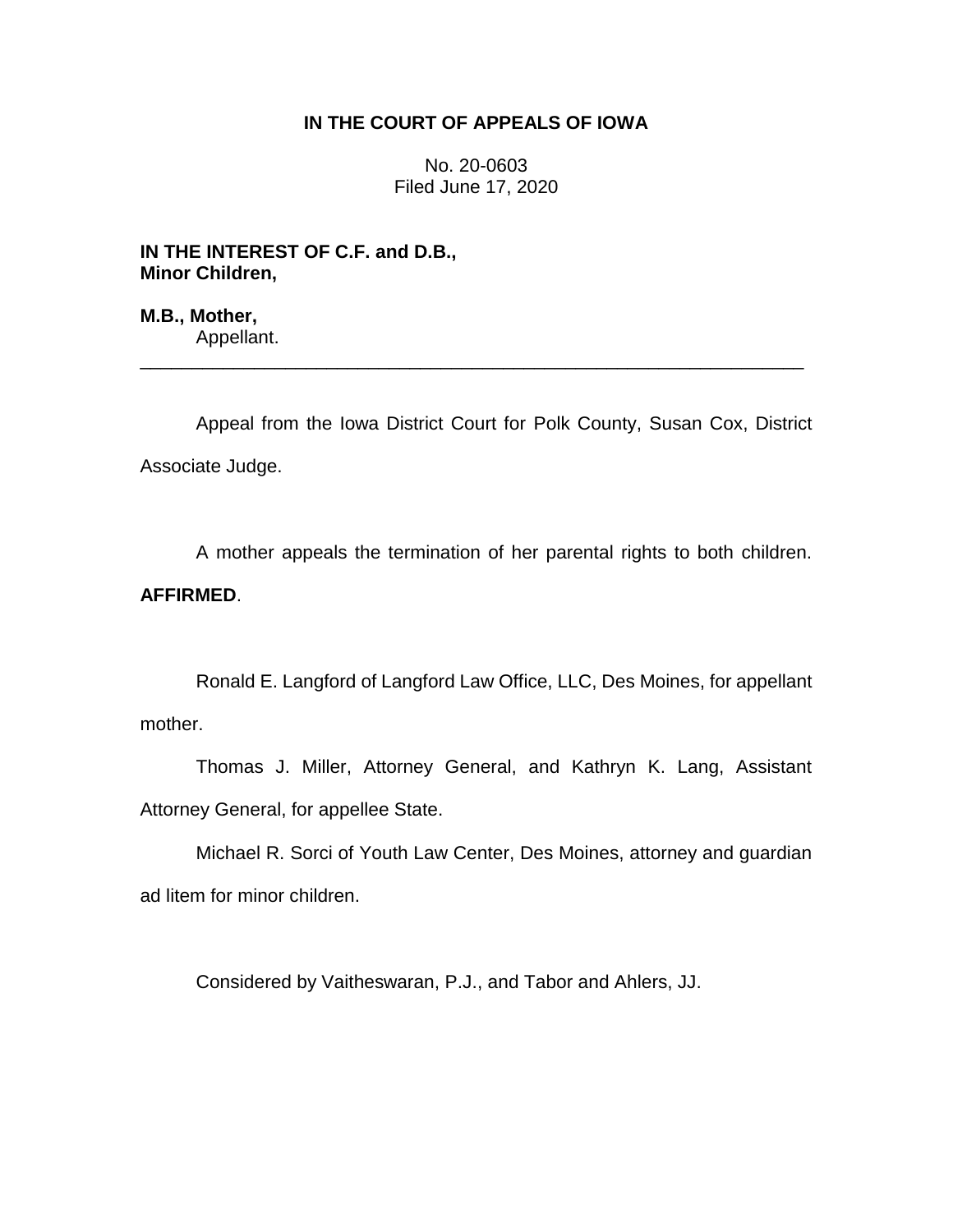**IN THE COURT OF APPEALS OF IOWA**

No. 20-0603
Filed June 17, 2020

**IN THE INTEREST OF C.F. and D.B., Minor Children,**

**M.B., Mother,**
Appellant.

---

Appeal from the Iowa District Court for Polk County, Susan Cox, District Associate Judge.

A mother appeals the termination of her parental rights to both children. **AFFIRMED**.

Ronald E. Langford of Langford Law Office, LLC, Des Moines, for appellant mother.

Thomas J. Miller, Attorney General, and Kathryn K. Lang, Assistant Attorney General, for appellee State.

Michael R. Sorci of Youth Law Center, Des Moines, attorney and guardian ad litem for minor children.

Considered by Vaitheswaran, P.J., and Tabor and Ahlers, JJ.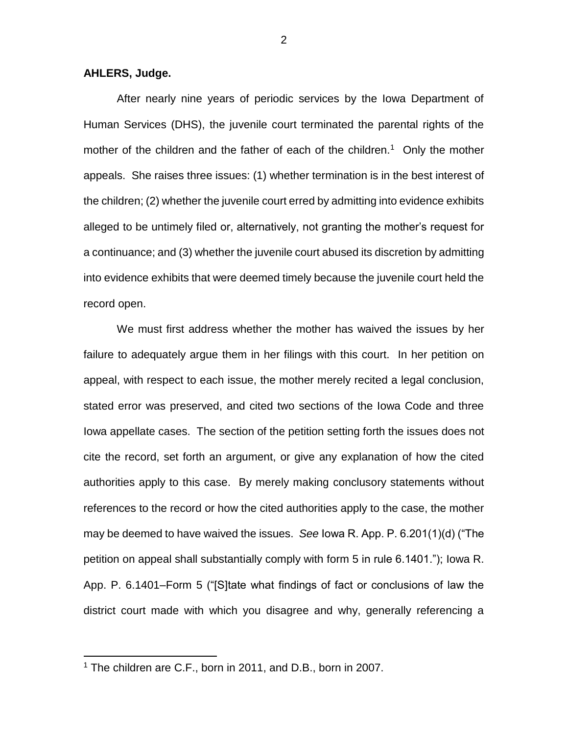**AHLERS, Judge.**

After nearly nine years of periodic services by the Iowa Department of Human Services (DHS), the juvenile court terminated the parental rights of the mother of the children and the father of each of the children.[1] Only the mother appeals. She raises three issues: (1) whether termination is in the best interest of the children; (2) whether the juvenile court erred by admitting into evidence exhibits alleged to be untimely filed or, alternatively, not granting the mother's request for a continuance; and (3) whether the juvenile court abused its discretion by admitting into evidence exhibits that were deemed timely because the juvenile court held the record open.

We must first address whether the mother has waived the issues by her failure to adequately argue them in her filings with this court. In her petition on appeal, with respect to each issue, the mother merely recited a legal conclusion, stated error was preserved, and cited two sections of the Iowa Code and three Iowa appellate cases. The section of the petition setting forth the issues does not cite the record, set forth an argument, or give any explanation of how the cited authorities apply to this case. By merely making conclusory statements without references to the record or how the cited authorities apply to the case, the mother may be deemed to have waived the issues. *See* Iowa R. App. P. 6.201(1)(d) ("The petition on appeal shall substantially comply with form 5 in rule 6.1401."); Iowa R. App. P. 6.1401–Form 5 ("[S]tate what findings of fact or conclusions of law the district court made with which you disagree and why, generally referencing a

[1] The children are C.F., born in 2011, and D.B., born in 2007.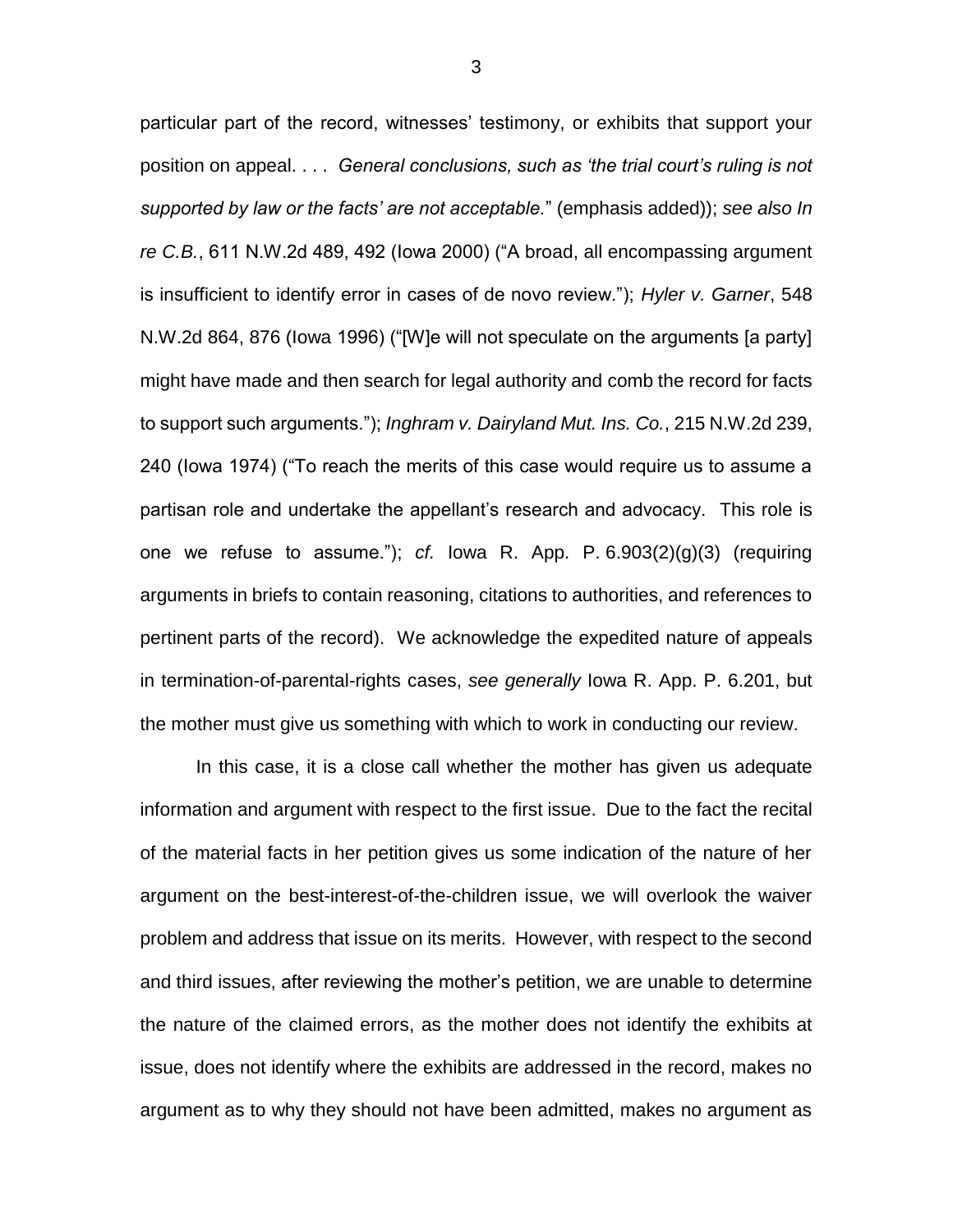particular part of the record, witnesses' testimony, or exhibits that support your position on appeal. . . . *General conclusions, such as 'the trial court's ruling is not supported by law or the facts' are not acceptable.*" (emphasis added)); *see also In re C.B.*, 611 N.W.2d 489, 492 (Iowa 2000) ("A broad, all encompassing argument is insufficient to identify error in cases of de novo review."); *Hyler v. Garner*, 548 N.W.2d 864, 876 (Iowa 1996) ("[W]e will not speculate on the arguments [a party] might have made and then search for legal authority and comb the record for facts to support such arguments."); *Inghram v. Dairyland Mut. Ins. Co.*, 215 N.W.2d 239, 240 (Iowa 1974) ("To reach the merits of this case would require us to assume a partisan role and undertake the appellant's research and advocacy. This role is one we refuse to assume."); *cf.* Iowa R. App. P. 6.903(2)(g)(3) (requiring arguments in briefs to contain reasoning, citations to authorities, and references to pertinent parts of the record). We acknowledge the expedited nature of appeals in termination-of-parental-rights cases, *see generally* Iowa R. App. P. 6.201, but the mother must give us something with which to work in conducting our review.

In this case, it is a close call whether the mother has given us adequate information and argument with respect to the first issue. Due to the fact the recital of the material facts in her petition gives us some indication of the nature of her argument on the best-interest-of-the-children issue, we will overlook the waiver problem and address that issue on its merits. However, with respect to the second and third issues, after reviewing the mother's petition, we are unable to determine the nature of the claimed errors, as the mother does not identify the exhibits at issue, does not identify where the exhibits are addressed in the record, makes no argument as to why they should not have been admitted, makes no argument as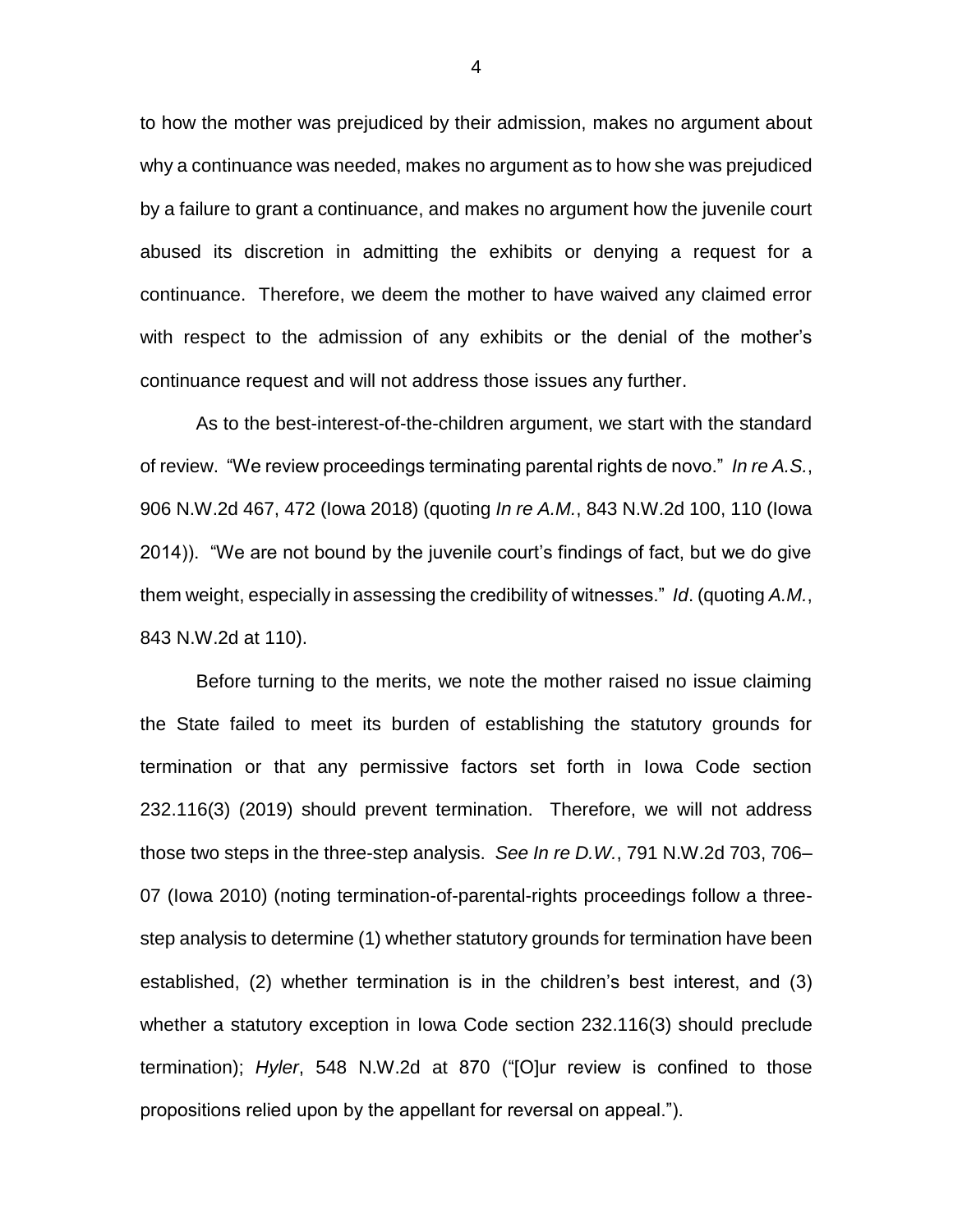to how the mother was prejudiced by their admission, makes no argument about why a continuance was needed, makes no argument as to how she was prejudiced by a failure to grant a continuance, and makes no argument how the juvenile court abused its discretion in admitting the exhibits or denying a request for a continuance. Therefore, we deem the mother to have waived any claimed error with respect to the admission of any exhibits or the denial of the mother's continuance request and will not address those issues any further.

As to the best-interest-of-the-children argument, we start with the standard of review. "We review proceedings terminating parental rights de novo." *In re A.S.*, 906 N.W.2d 467, 472 (Iowa 2018) (quoting *In re A.M.*, 843 N.W.2d 100, 110 (Iowa 2014)). "We are not bound by the juvenile court's findings of fact, but we do give them weight, especially in assessing the credibility of witnesses." *Id*. (quoting *A.M.*, 843 N.W.2d at 110).

Before turning to the merits, we note the mother raised no issue claiming the State failed to meet its burden of establishing the statutory grounds for termination or that any permissive factors set forth in Iowa Code section 232.116(3) (2019) should prevent termination. Therefore, we will not address those two steps in the three-step analysis. *See In re D.W.*, 791 N.W.2d 703, 706–07 (Iowa 2010) (noting termination-of-parental-rights proceedings follow a three-step analysis to determine (1) whether statutory grounds for termination have been established, (2) whether termination is in the children's best interest, and (3) whether a statutory exception in Iowa Code section 232.116(3) should preclude termination); *Hyler*, 548 N.W.2d at 870 ("[O]ur review is confined to those propositions relied upon by the appellant for reversal on appeal.").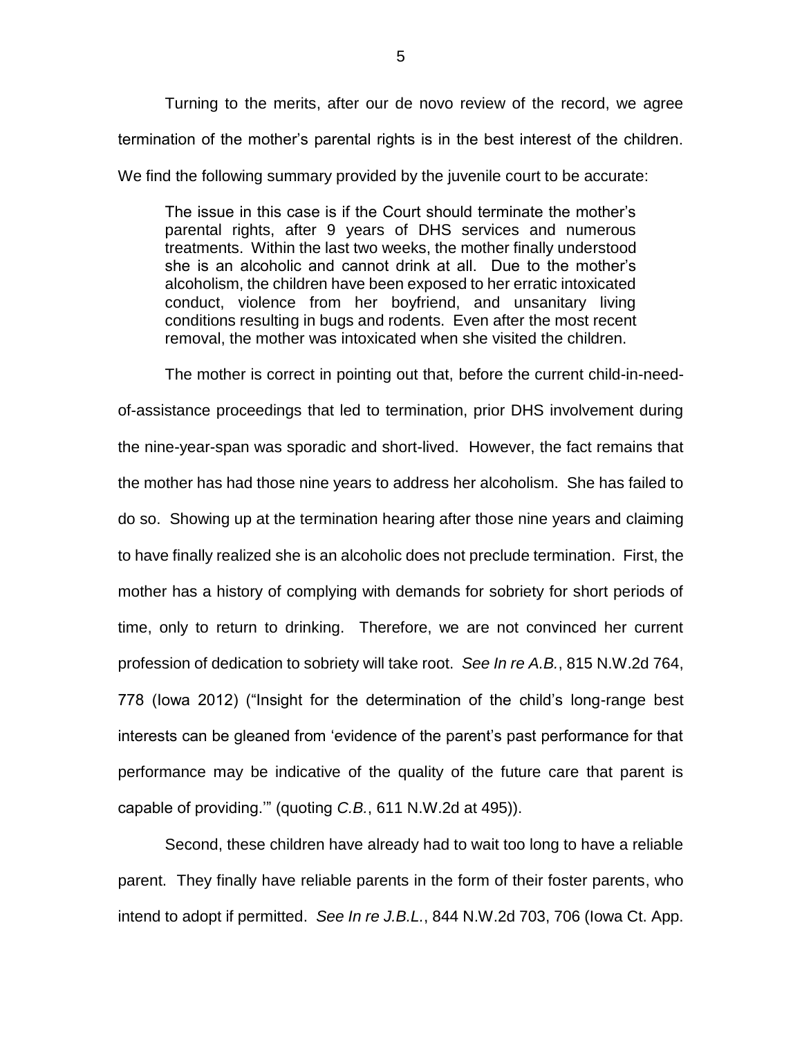Turning to the merits, after our de novo review of the record, we agree termination of the mother's parental rights is in the best interest of the children. We find the following summary provided by the juvenile court to be accurate:

> The issue in this case is if the Court should terminate the mother's parental rights, after 9 years of DHS services and numerous treatments. Within the last two weeks, the mother finally understood she is an alcoholic and cannot drink at all. Due to the mother's alcoholism, the children have been exposed to her erratic intoxicated conduct, violence from her boyfriend, and unsanitary living conditions resulting in bugs and rodents. Even after the most recent removal, the mother was intoxicated when she visited the children.

The mother is correct in pointing out that, before the current child-in-need-of-assistance proceedings that led to termination, prior DHS involvement during the nine-year-span was sporadic and short-lived. However, the fact remains that the mother has had those nine years to address her alcoholism. She has failed to do so. Showing up at the termination hearing after those nine years and claiming to have finally realized she is an alcoholic does not preclude termination. First, the mother has a history of complying with demands for sobriety for short periods of time, only to return to drinking. Therefore, we are not convinced her current profession of dedication to sobriety will take root. *See In re A.B.*, 815 N.W.2d 764, 778 (Iowa 2012) ("Insight for the determination of the child's long-range best interests can be gleaned from 'evidence of the parent's past performance for that performance may be indicative of the quality of the future care that parent is capable of providing.'" (quoting *C.B.*, 611 N.W.2d at 495)).

Second, these children have already had to wait too long to have a reliable parent. They finally have reliable parents in the form of their foster parents, who intend to adopt if permitted. *See In re J.B.L.*, 844 N.W.2d 703, 706 (Iowa Ct. App.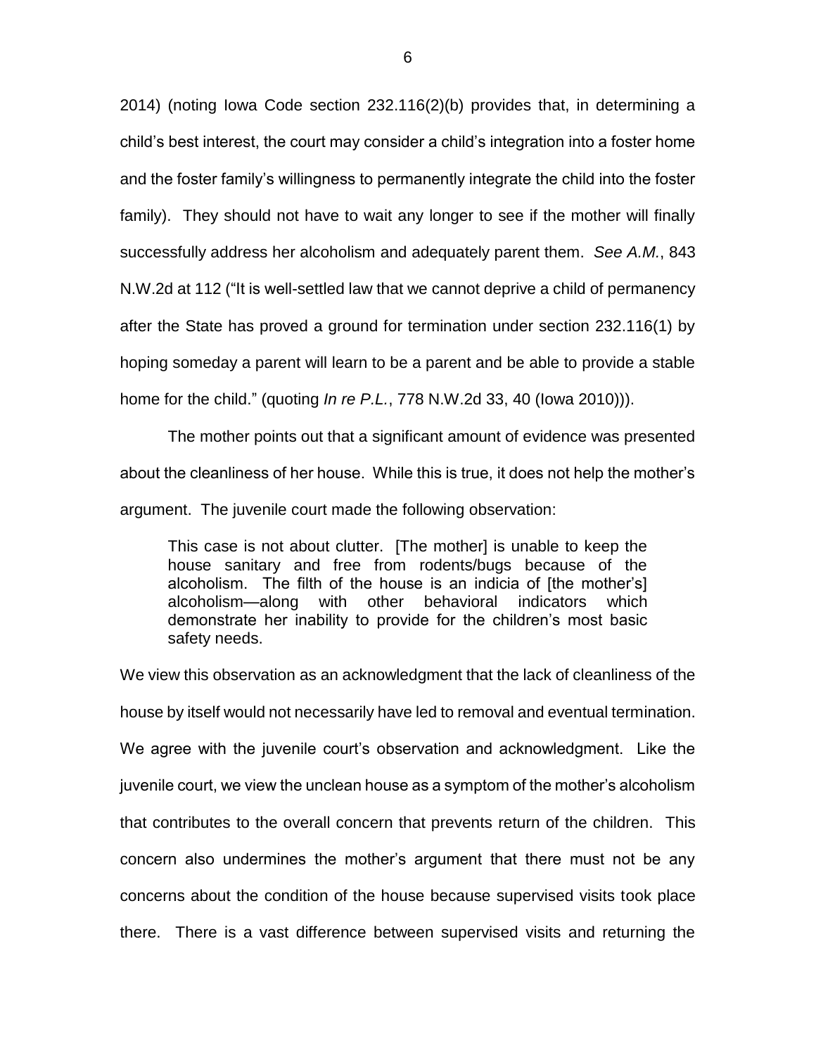2014) (noting Iowa Code section 232.116(2)(b) provides that, in determining a child's best interest, the court may consider a child's integration into a foster home and the foster family's willingness to permanently integrate the child into the foster family). They should not have to wait any longer to see if the mother will finally successfully address her alcoholism and adequately parent them. *See A.M.*, 843 N.W.2d at 112 ("It is well-settled law that we cannot deprive a child of permanency after the State has proved a ground for termination under section 232.116(1) by hoping someday a parent will learn to be a parent and be able to provide a stable home for the child." (quoting *In re P.L.*, 778 N.W.2d 33, 40 (Iowa 2010))).

The mother points out that a significant amount of evidence was presented about the cleanliness of her house. While this is true, it does not help the mother's argument. The juvenile court made the following observation:

> This case is not about clutter. [The mother] is unable to keep the house sanitary and free from rodents/bugs because of the alcoholism. The filth of the house is an indicia of [the mother's] alcoholism—along with other behavioral indicators which demonstrate her inability to provide for the children's most basic safety needs.

We view this observation as an acknowledgment that the lack of cleanliness of the house by itself would not necessarily have led to removal and eventual termination. We agree with the juvenile court's observation and acknowledgment. Like the juvenile court, we view the unclean house as a symptom of the mother's alcoholism that contributes to the overall concern that prevents return of the children. This concern also undermines the mother's argument that there must not be any concerns about the condition of the house because supervised visits took place there. There is a vast difference between supervised visits and returning the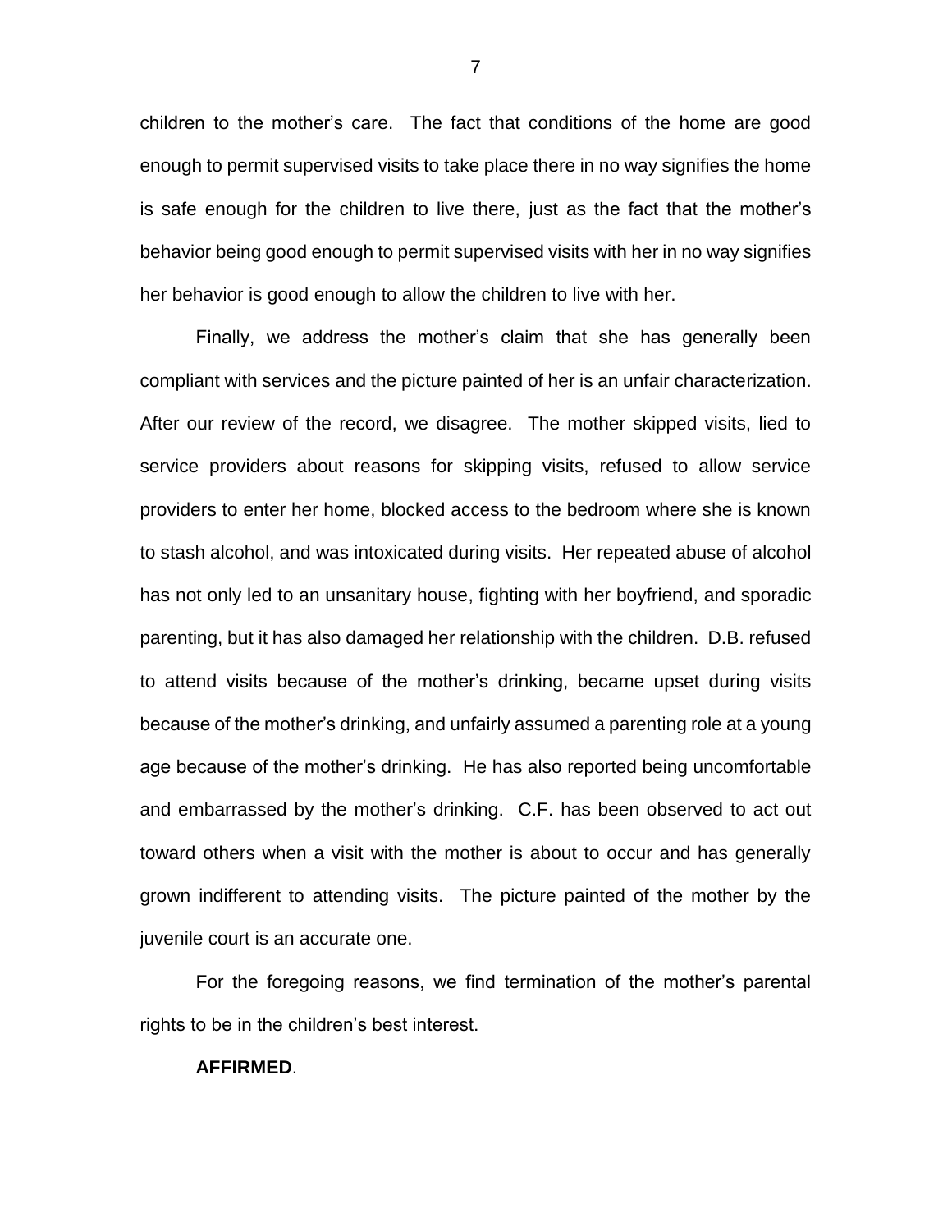children to the mother's care. The fact that conditions of the home are good enough to permit supervised visits to take place there in no way signifies the home is safe enough for the children to live there, just as the fact that the mother's behavior being good enough to permit supervised visits with her in no way signifies her behavior is good enough to allow the children to live with her.

Finally, we address the mother's claim that she has generally been compliant with services and the picture painted of her is an unfair characterization. After our review of the record, we disagree. The mother skipped visits, lied to service providers about reasons for skipping visits, refused to allow service providers to enter her home, blocked access to the bedroom where she is known to stash alcohol, and was intoxicated during visits. Her repeated abuse of alcohol has not only led to an unsanitary house, fighting with her boyfriend, and sporadic parenting, but it has also damaged her relationship with the children. D.B. refused to attend visits because of the mother's drinking, became upset during visits because of the mother's drinking, and unfairly assumed a parenting role at a young age because of the mother's drinking. He has also reported being uncomfortable and embarrassed by the mother's drinking. C.F. has been observed to act out toward others when a visit with the mother is about to occur and has generally grown indifferent to attending visits. The picture painted of the mother by the juvenile court is an accurate one.

For the foregoing reasons, we find termination of the mother's parental rights to be in the children's best interest.

**AFFIRMED**.